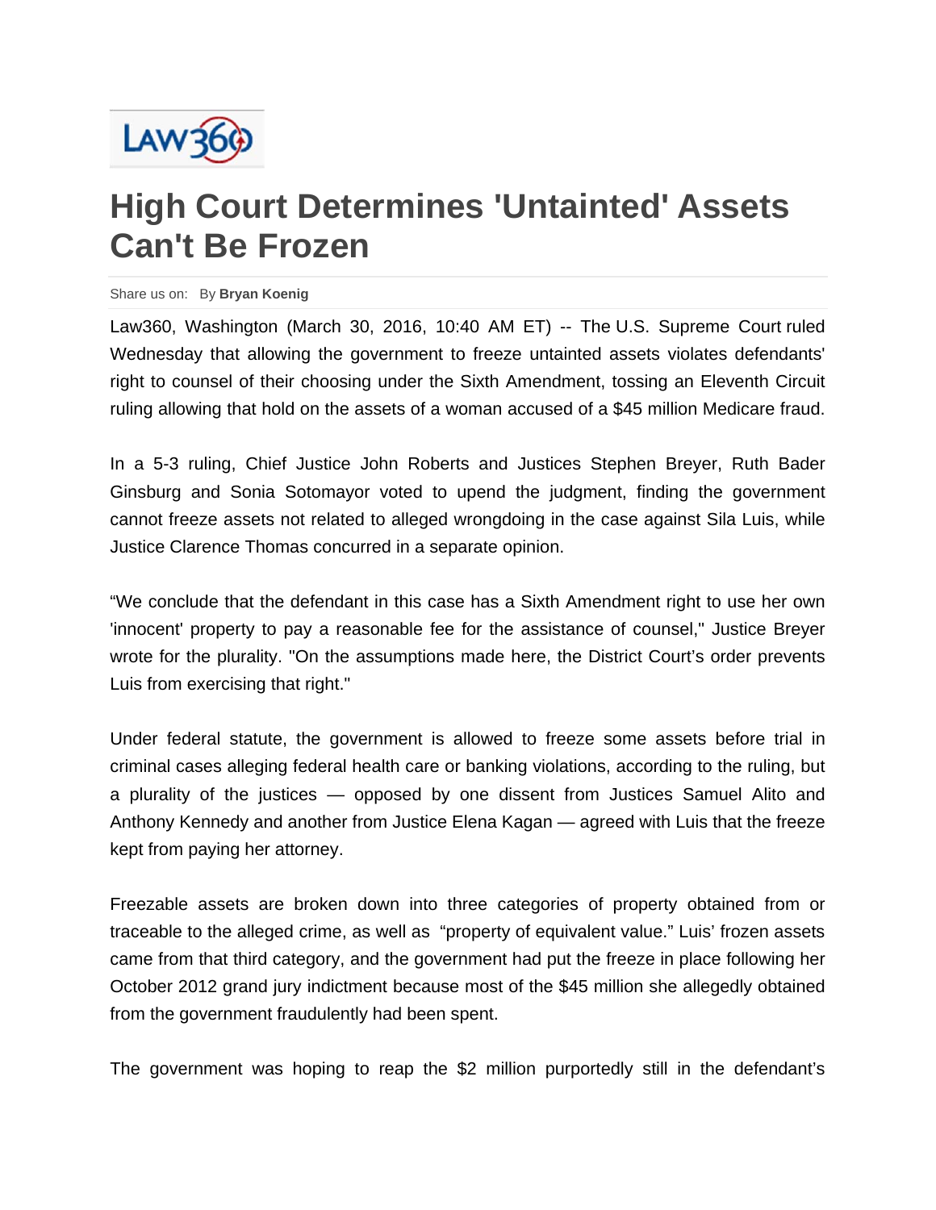LAW360

# High Court Determines 'Untainted' Assets Can't Be Frozen

Share us on: By **Bryan Koenig**

Law360, Washington (March 30, 2016, 10:40 AM ET) -- The U.S. Supreme Court ruled Wednesday that allowing the government to freeze untainted assets violates defendants' right to counsel of their choosing under the Sixth Amendment, tossing an Eleventh Circuit ruling allowing that hold on the assets of a woman accused of a $45 million Medicare fraud.

In a 5-3 ruling, Chief Justice John Roberts and Justices Stephen Breyer, Ruth Bader Ginsburg and Sonia Sotomayor voted to upend the judgment, finding the government cannot freeze assets not related to alleged wrongdoing in the case against Sila Luis, while Justice Clarence Thomas concurred in a separate opinion.

“We conclude that the defendant in this case has a Sixth Amendment right to use her own 'innocent' property to pay a reasonable fee for the assistance of counsel," Justice Breyer wrote for the plurality. "On the assumptions made here, the District Court’s order prevents Luis from exercising that right."

Under federal statute, the government is allowed to freeze some assets before trial in criminal cases alleging federal health care or banking violations, according to the ruling, but a plurality of the justices — opposed by one dissent from Justices Samuel Alito and Anthony Kennedy and another from Justice Elena Kagan — agreed with Luis that the freeze kept from paying her attorney.

Freezable assets are broken down into three categories of property obtained from or traceable to the alleged crime, as well as “property of equivalent value.” Luis’ frozen assets came from that third category, and the government had put the freeze in place following her October 2012 grand jury indictment because most of the $45 million she allegedly obtained from the government fraudulently had been spent.

The government was hoping to reap the $2 million purportedly still in the defendant’s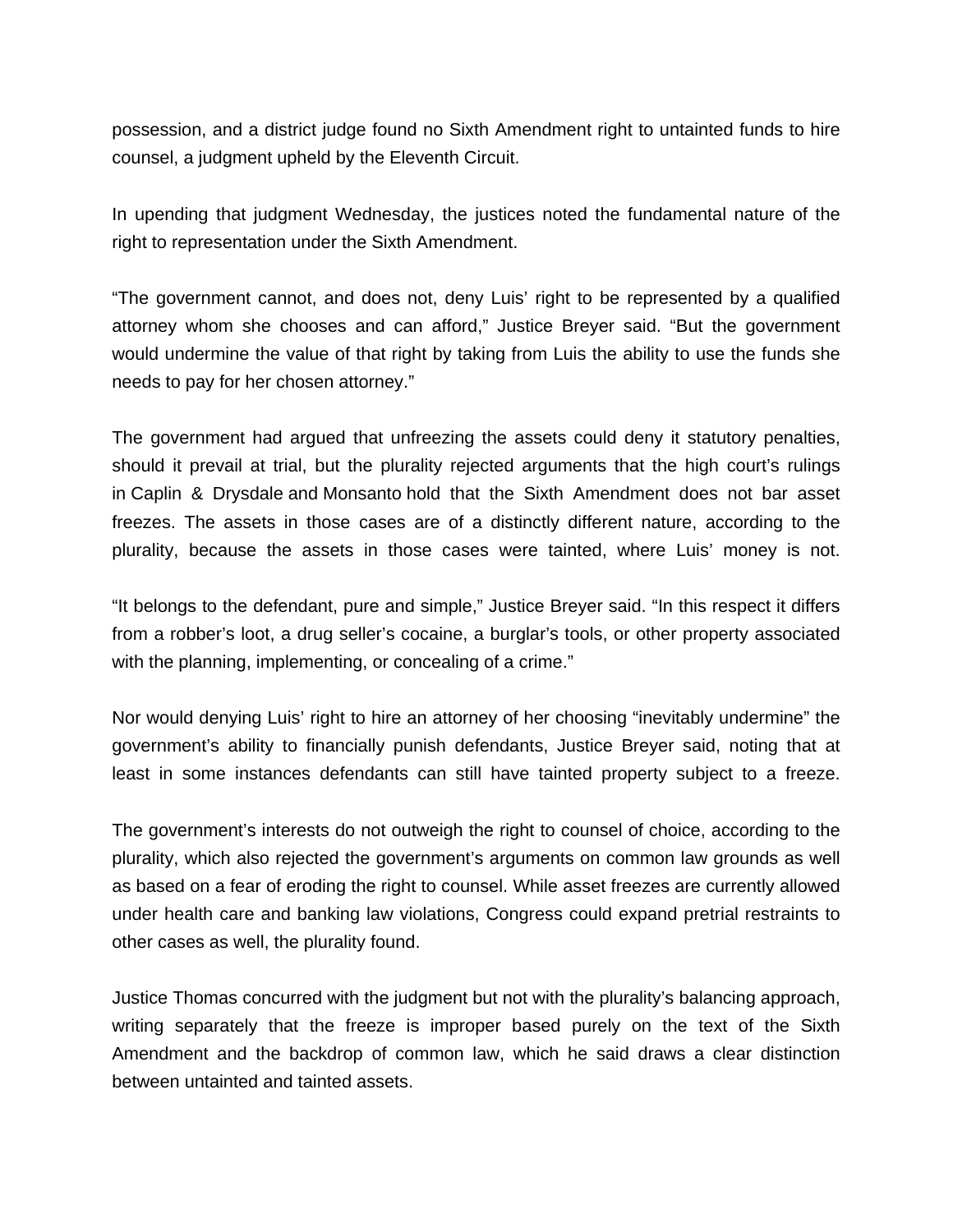possession, and a district judge found no Sixth Amendment right to untainted funds to hire counsel, a judgment upheld by the Eleventh Circuit.

In upending that judgment Wednesday, the justices noted the fundamental nature of the right to representation under the Sixth Amendment.

“The government cannot, and does not, deny Luis’ right to be represented by a qualified attorney whom she chooses and can afford,” Justice Breyer said. “But the government would undermine the value of that right by taking from Luis the ability to use the funds she needs to pay for her chosen attorney.”

The government had argued that unfreezing the assets could deny it statutory penalties, should it prevail at trial, but the plurality rejected arguments that the high court’s rulings in Caplin & Drysdale and Monsanto hold that the Sixth Amendment does not bar asset freezes. The assets in those cases are of a distinctly different nature, according to the plurality, because the assets in those cases were tainted, where Luis’ money is not.

“It belongs to the defendant, pure and simple,” Justice Breyer said. “In this respect it differs from a robber’s loot, a drug seller’s cocaine, a burglar’s tools, or other property associated with the planning, implementing, or concealing of a crime.”

Nor would denying Luis’ right to hire an attorney of her choosing “inevitably undermine” the government’s ability to financially punish defendants, Justice Breyer said, noting that at least in some instances defendants can still have tainted property subject to a freeze.

The government’s interests do not outweigh the right to counsel of choice, according to the plurality, which also rejected the government’s arguments on common law grounds as well as based on a fear of eroding the right to counsel. While asset freezes are currently allowed under health care and banking law violations, Congress could expand pretrial restraints to other cases as well, the plurality found.

Justice Thomas concurred with the judgment but not with the plurality’s balancing approach, writing separately that the freeze is improper based purely on the text of the Sixth Amendment and the backdrop of common law, which he said draws a clear distinction between untainted and tainted assets.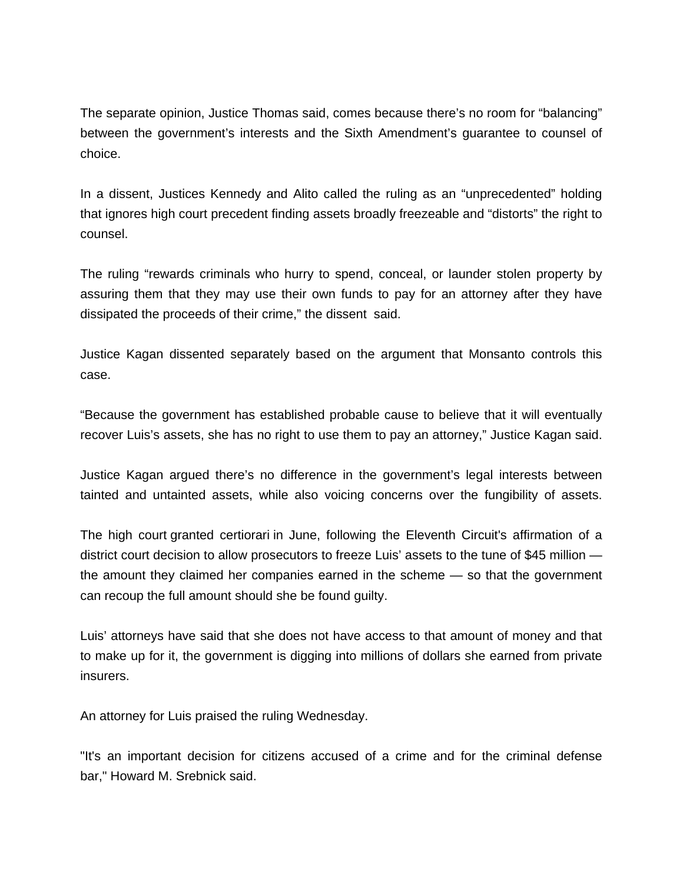The separate opinion, Justice Thomas said, comes because there's no room for "balancing" between the government's interests and the Sixth Amendment's guarantee to counsel of choice.

In a dissent, Justices Kennedy and Alito called the ruling as an "unprecedented" holding that ignores high court precedent finding assets broadly freezeable and "distorts" the right to counsel.

The ruling "rewards criminals who hurry to spend, conceal, or launder stolen property by assuring them that they may use their own funds to pay for an attorney after they have dissipated the proceeds of their crime," the dissent said.

Justice Kagan dissented separately based on the argument that Monsanto controls this case.

"Because the government has established probable cause to believe that it will eventually recover Luis's assets, she has no right to use them to pay an attorney," Justice Kagan said.

Justice Kagan argued there's no difference in the government's legal interests between tainted and untainted assets, while also voicing concerns over the fungibility of assets.

The high court granted certiorari in June, following the Eleventh Circuit's affirmation of a district court decision to allow prosecutors to freeze Luis' assets to the tune of $45 million — the amount they claimed her companies earned in the scheme — so that the government can recoup the full amount should she be found guilty.

Luis' attorneys have said that she does not have access to that amount of money and that to make up for it, the government is digging into millions of dollars she earned from private insurers.

An attorney for Luis praised the ruling Wednesday.

"It's an important decision for citizens accused of a crime and for the criminal defense bar," Howard M. Srebnick said.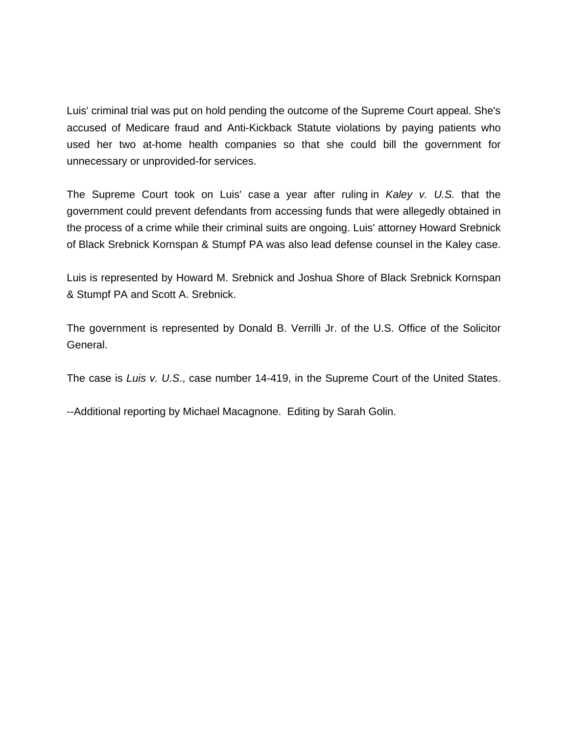Luis' criminal trial was put on hold pending the outcome of the Supreme Court appeal. She's accused of Medicare fraud and Anti-Kickback Statute violations by paying patients who used her two at-home health companies so that she could bill the government for unnecessary or unprovided-for services.

The Supreme Court took on Luis' case a year after ruling in *Kaley v. U.S.* that the government could prevent defendants from accessing funds that were allegedly obtained in the process of a crime while their criminal suits are ongoing. Luis' attorney Howard Srebnick of Black Srebnick Kornspan & Stumpf PA was also lead defense counsel in the Kaley case.

Luis is represented by Howard M. Srebnick and Joshua Shore of Black Srebnick Kornspan & Stumpf PA and Scott A. Srebnick.

The government is represented by Donald B. Verrilli Jr. of the U.S. Office of the Solicitor General.

The case is *Luis v. U.S.*, case number 14-419, in the Supreme Court of the United States.

--Additional reporting by Michael Macagnone. Editing by Sarah Golin.